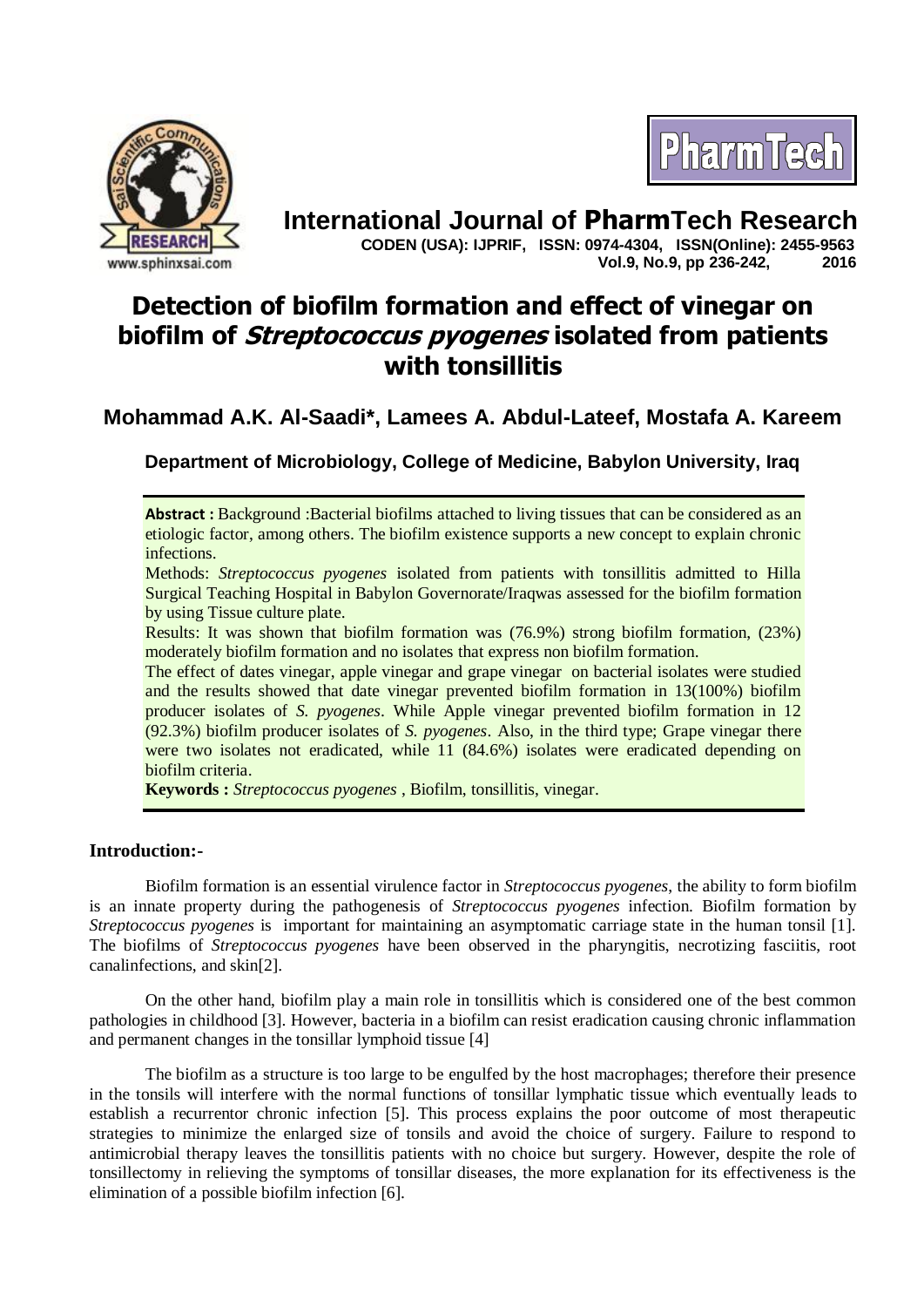# International Journal of PharmTech Research

**CODEN (USA): IJPRIF, ISSN: 0974-4304, ISSN(Online): 2455-9563**
**Vol.9, No.9, pp 236-242, 2016**

# Detection of biofilm formation and effect of vinegar on biofilm of *Streptococcus pyogenes* isolated from patients with tonsillitis

## Mohammad A.K. Al-Saadi*, Lamees A. Abdul-Lateef, Mostafa A. Kareem

**Department of Microbiology, College of Medicine, Babylon University, Iraq**

**Abstract :** Background :Bacterial biofilms attached to living tissues that can be considered as an etiologic factor, among others. The biofilm existence supports a new concept to explain chronic infections.

Methods: *Streptococcus pyogenes* isolated from patients with tonsillitis admitted to Hilla Surgical Teaching Hospital in Babylon Governorate/Iraqwas assessed for the biofilm formation by using Tissue culture plate.

Results: It was shown that biofilm formation was (76.9%) strong biofilm formation, (23%) moderately biofilm formation and no isolates that express non biofilm formation.

The effect of dates vinegar, apple vinegar and grape vinegar on bacterial isolates were studied and the results showed that date vinegar prevented biofilm formation in 13(100%) biofilm producer isolates of *S. pyogenes*. While Apple vinegar prevented biofilm formation in 12 (92.3%) biofilm producer isolates of *S. pyogenes*. Also, in the third type; Grape vinegar there were two isolates not eradicated, while 11 (84.6%) isolates were eradicated depending on biofilm criteria.

**Keywords :** *Streptococcus pyogenes* , Biofilm, tonsillitis, vinegar.

## Introduction:-

Biofilm formation is an essential virulence factor in *Streptococcus pyogenes*, the ability to form biofilm is an innate property during the pathogenesis of *Streptococcus pyogenes* infection. Biofilm formation by *Streptococcus pyogenes* is important for maintaining an asymptomatic carriage state in the human tonsil [1]. The biofilms of *Streptococcus pyogenes* have been observed in the pharyngitis, necrotizing fasciitis, root canalinfections, and skin[2].

On the other hand, biofilm play a main role in tonsillitis which is considered one of the best common pathologies in childhood [3]. However, bacteria in a biofilm can resist eradication causing chronic inflammation and permanent changes in the tonsillar lymphoid tissue [4]

The biofilm as a structure is too large to be engulfed by the host macrophages; therefore their presence in the tonsils will interfere with the normal functions of tonsillar lymphatic tissue which eventually leads to establish a recurrentor chronic infection [5]. This process explains the poor outcome of most therapeutic strategies to minimize the enlarged size of tonsils and avoid the choice of surgery. Failure to respond to antimicrobial therapy leaves the tonsillitis patients with no choice but surgery. However, despite the role of tonsillectomy in relieving the symptoms of tonsillar diseases, the more explanation for its effectiveness is the elimination of a possible biofilm infection [6].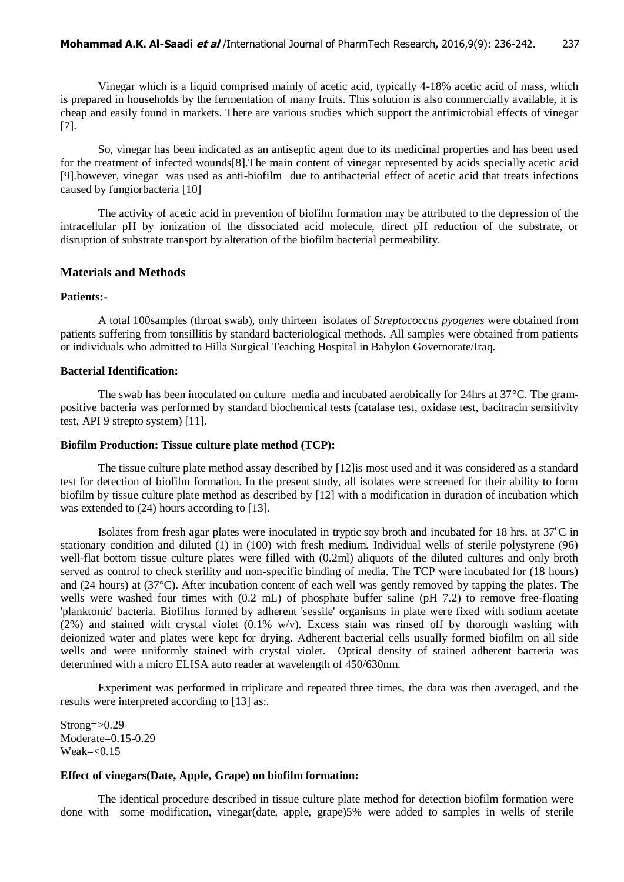Vinegar which is a liquid comprised mainly of acetic acid, typically 4-18% acetic acid of mass, which is prepared in households by the fermentation of many fruits. This solution is also commercially available, it is cheap and easily found in markets. There are various studies which support the antimicrobial effects of vinegar [7].

So, vinegar has been indicated as an antiseptic agent due to its medicinal properties and has been used for the treatment of infected wounds[8].The main content of vinegar represented by acids specially acetic acid [9].however, vinegar was used as anti-biofilm due to antibacterial effect of acetic acid that treats infections caused by fungiorbacteria [10]

The activity of acetic acid in prevention of biofilm formation may be attributed to the depression of the intracellular pH by ionization of the dissociated acid molecule, direct pH reduction of the substrate, or disruption of substrate transport by alteration of the biofilm bacterial permeability.

## Materials and Methods

### Patients:-

A total 100samples (throat swab), only thirteen isolates of *Streptococcus pyogenes* were obtained from patients suffering from tonsillitis by standard bacteriological methods. All samples were obtained from patients or individuals who admitted to Hilla Surgical Teaching Hospital in Babylon Governorate/Iraq.

### Bacterial Identification:

The swab has been inoculated on culture media and incubated aerobically for 24hrs at 37°C. The gram-positive bacteria was performed by standard biochemical tests (catalase test, oxidase test, bacitracin sensitivity test, API 9 strepto system) [11].

### Biofilm Production: Tissue culture plate method (TCP):

The tissue culture plate method assay described by [12]is most used and it was considered as a standard test for detection of biofilm formation. In the present study, all isolates were screened for their ability to form biofilm by tissue culture plate method as described by [12] with a modification in duration of incubation which was extended to (24) hours according to [13].

Isolates from fresh agar plates were inoculated in tryptic soy broth and incubated for 18 hrs. at 37$^o$C in stationary condition and diluted (1) in (100) with fresh medium. Individual wells of sterile polystyrene (96) well-flat bottom tissue culture plates were filled with (0.2ml) aliquots of the diluted cultures and only broth served as control to check sterility and non-specific binding of media. The TCP were incubated for (18 hours) and (24 hours) at (37°C). After incubation content of each well was gently removed by tapping the plates. The wells were washed four times with (0.2 mL) of phosphate buffer saline (pH 7.2) to remove free-floating 'planktonic' bacteria. Biofilms formed by adherent 'sessile' organisms in plate were fixed with sodium acetate (2%) and stained with crystal violet (0.1% w/v). Excess stain was rinsed off by thorough washing with deionized water and plates were kept for drying. Adherent bacterial cells usually formed biofilm on all side wells and were uniformly stained with crystal violet. Optical density of stained adherent bacteria was determined with a micro ELISA auto reader at wavelength of 450/630nm.

Experiment was performed in triplicate and repeated three times, the data was then averaged, and the results were interpreted according to [13] as:.

Strong=>0.29
Moderate=0.15-0.29
Weak=<0.15

### Effect of vinegars(Date, Apple, Grape) on biofilm formation:

The identical procedure described in tissue culture plate method for detection biofilm formation were done with some modification, vinegar(date, apple, grape)5% were added to samples in wells of sterile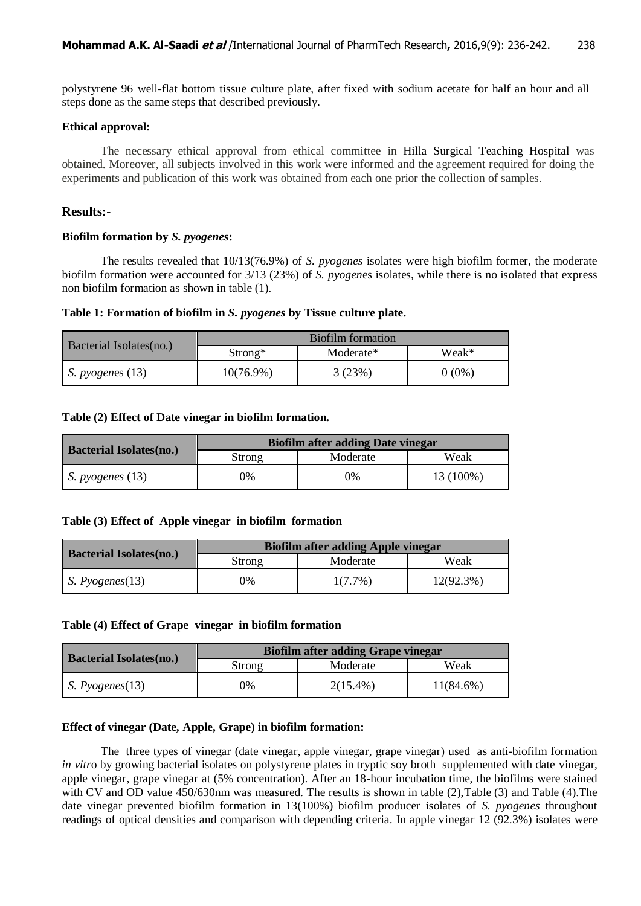polystyrene 96 well-flat bottom tissue culture plate, after fixed with sodium acetate for half an hour and all steps done as the same steps that described previously.

**Ethical approval:**

The necessary ethical approval from ethical committee in Hilla Surgical Teaching Hospital was obtained. Moreover, all subjects involved in this work were informed and the agreement required for doing the experiments and publication of this work was obtained from each one prior the collection of samples.

## Results:-

**Biofilm formation by *S. pyogenes*:**

The results revealed that 10/13(76.9%) of *S. pyogenes* isolates were high biofilm former, the moderate biofilm formation were accounted for 3/13 (23%) of *S. pyogen*es isolates, while there is no isolated that express non biofilm formation as shown in table (1).

**Table 1: Formation of biofilm in *S. pyogenes* by Tissue culture plate.**

| Bacterial Isolates(no.) | Biofilm formation | | |
|---|---|---|---|
| | Strong* | Moderate* | Weak* |
| *S. pyogen*es (13) | 10(76.9%) | 3 (23%) | 0 (0%) |

**Table (2) Effect of Date vinegar in biofilm formation.**

| **Bacterial Isolates(no.)** | **Biofilm after adding Date vinegar** | | |
|---|---|---|---|
| | Strong | Moderate | Weak |
| *S. pyogenes* (13) | 0% | 0% | 13 (100%) |

**Table (3) Effect of Apple vinegar in biofilm formation**

| **Bacterial Isolates(no.)** | **Biofilm after adding Apple vinegar** | | |
|---|---|---|---|
| | Strong | Moderate | Weak |
| *S. Pyogenes*(13) | 0% | 1(7.7%) | 12(92.3%) |

**Table (4) Effect of Grape vinegar in biofilm formation**

| **Bacterial Isolates(no.)** | **Biofilm after adding Grape vinegar** | | |
|---|---|---|---|
| | Strong | Moderate | Weak |
| *S. Pyogenes*(13) | 0% | 2(15.4%) | 11(84.6%) |

**Effect of vinegar (Date, Apple, Grape) in biofilm formation:**

The three types of vinegar (date vinegar, apple vinegar, grape vinegar) used as anti-biofilm formation *in vitro* by growing bacterial isolates on polystyrene plates in tryptic soy broth supplemented with date vinegar, apple vinegar, grape vinegar at (5% concentration). After an 18-hour incubation time, the biofilms were stained with CV and OD value 450/630nm was measured. The results is shown in table (2),Table (3) and Table (4).The date vinegar prevented biofilm formation in 13(100%) biofilm producer isolates of *S. pyogenes* throughout readings of optical densities and comparison with depending criteria. In apple vinegar 12 (92.3%) isolates were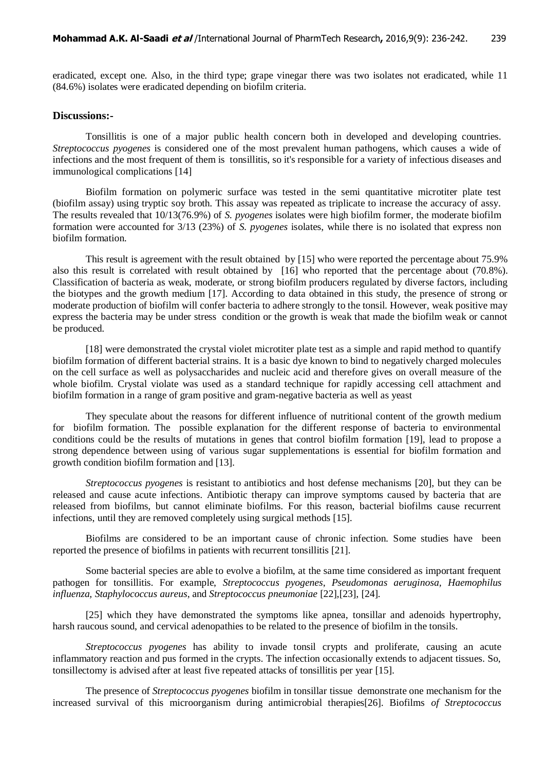eradicated, except one. Also, in the third type; grape vinegar there was two isolates not eradicated, while 11 (84.6%) isolates were eradicated depending on biofilm criteria.

## Discussions:-

Tonsillitis is one of a major public health concern both in developed and developing countries. *Streptococcus pyogenes* is considered one of the most prevalent human pathogens, which causes a wide of infections and the most frequent of them is tonsillitis, so it's responsible for a variety of infectious diseases and immunological complications [14]

Biofilm formation on polymeric surface was tested in the semi quantitative microtiter plate test (biofilm assay) using tryptic soy broth. This assay was repeated as triplicate to increase the accuracy of assy. The results revealed that 10/13(76.9%) of *S. pyogenes* isolates were high biofilm former, the moderate biofilm formation were accounted for 3/13 (23%) of *S. pyogenes* isolates, while there is no isolated that express non biofilm formation.

This result is agreement with the result obtained by [15] who were reported the percentage about 75.9% also this result is correlated with result obtained by [16] who reported that the percentage about (70.8%). Classification of bacteria as weak, moderate, or strong biofilm producers regulated by diverse factors, including the biotypes and the growth medium [17]. According to data obtained in this study, the presence of strong or moderate production of biofilm will confer bacteria to adhere strongly to the tonsil. However, weak positive may express the bacteria may be under stress condition or the growth is weak that made the biofilm weak or cannot be produced.

[18] were demonstrated the crystal violet microtiter plate test as a simple and rapid method to quantify biofilm formation of different bacterial strains. It is a basic dye known to bind to negatively charged molecules on the cell surface as well as polysaccharides and nucleic acid and therefore gives on overall measure of the whole biofilm. Crystal violate was used as a standard technique for rapidly accessing cell attachment and biofilm formation in a range of gram positive and gram-negative bacteria as well as yeast

They speculate about the reasons for different influence of nutritional content of the growth medium for biofilm formation. The possible explanation for the different response of bacteria to environmental conditions could be the results of mutations in genes that control biofilm formation [19], lead to propose a strong dependence between using of various sugar supplementations is essential for biofilm formation and growth condition biofilm formation and [13].

*Streptococcus pyogenes* is resistant to antibiotics and host defense mechanisms [20], but they can be released and cause acute infections. Antibiotic therapy can improve symptoms caused by bacteria that are released from biofilms, but cannot eliminate biofilms. For this reason, bacterial biofilms cause recurrent infections, until they are removed completely using surgical methods [15].

Biofilms are considered to be an important cause of chronic infection. Some studies have been reported the presence of biofilms in patients with recurrent tonsillitis [21].

Some bacterial species are able to evolve a biofilm, at the same time considered as important frequent pathogen for tonsillitis. For example, *Streptococcus pyogenes*, *Pseudomonas aeruginosa, Haemophilus influenza, Staphylococcus aureus*, and *Streptococcus pneumoniae* [22],[23], [24].

[25] which they have demonstrated the symptoms like apnea, tonsillar and adenoids hypertrophy, harsh raucous sound, and cervical adenopathies to be related to the presence of biofilm in the tonsils.

*Streptococcus pyogenes* has ability to invade tonsil crypts and proliferate, causing an acute inflammatory reaction and pus formed in the crypts. The infection occasionally extends to adjacent tissues. So, tonsillectomy is advised after at least five repeated attacks of tonsillitis per year [15].

The presence of *Streptococcus pyogenes* biofilm in tonsillar tissue demonstrate one mechanism for the increased survival of this microorganism during antimicrobial therapies[26]. Biofilms *of Streptococcus*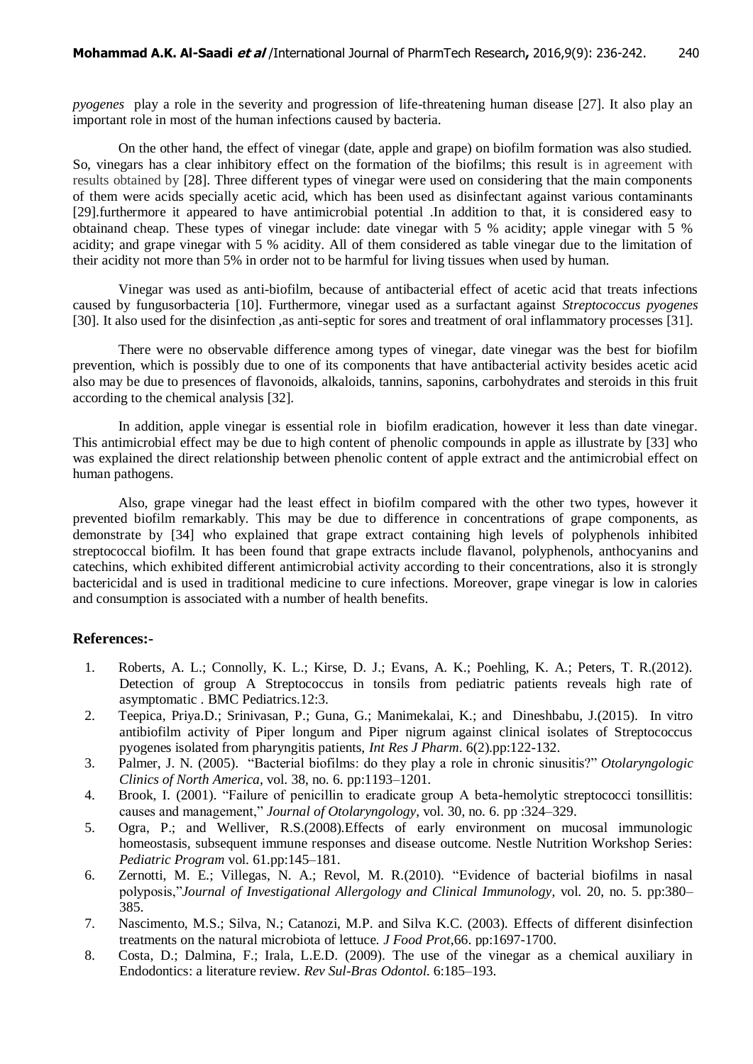*pyogenes* play a role in the severity and progression of life-threatening human disease [27]. It also play an important role in most of the human infections caused by bacteria.

On the other hand, the effect of vinegar (date, apple and grape) on biofilm formation was also studied. So, vinegars has a clear inhibitory effect on the formation of the biofilms; this result is in agreement with results obtained by [28]. Three different types of vinegar were used on considering that the main components of them were acids specially acetic acid, which has been used as disinfectant against various contaminants [29].furthermore it appeared to have antimicrobial potential .In addition to that, it is considered easy to obtainand cheap. These types of vinegar include: date vinegar with 5 % acidity; apple vinegar with 5 % acidity; and grape vinegar with 5 % acidity. All of them considered as table vinegar due to the limitation of their acidity not more than 5% in order not to be harmful for living tissues when used by human.

Vinegar was used as anti-biofilm, because of antibacterial effect of acetic acid that treats infections caused by fungusorbacteria [10]. Furthermore, vinegar used as a surfactant against *Streptococcus pyogenes* [30]. It also used for the disinfection ,as anti-septic for sores and treatment of oral inflammatory processes [31].

There were no observable difference among types of vinegar, date vinegar was the best for biofilm prevention, which is possibly due to one of its components that have antibacterial activity besides acetic acid also may be due to presences of flavonoids, alkaloids, tannins, saponins, carbohydrates and steroids in this fruit according to the chemical analysis [32].

In addition, apple vinegar is essential role in biofilm eradication, however it less than date vinegar. This antimicrobial effect may be due to high content of phenolic compounds in apple as illustrate by [33] who was explained the direct relationship between phenolic content of apple extract and the antimicrobial effect on human pathogens.

Also, grape vinegar had the least effect in biofilm compared with the other two types, however it prevented biofilm remarkably. This may be due to difference in concentrations of grape components, as demonstrate by [34] who explained that grape extract containing high levels of polyphenols inhibited streptococcal biofilm. It has been found that grape extracts include flavanol, polyphenols, anthocyanins and catechins, which exhibited different antimicrobial activity according to their concentrations, also it is strongly bactericidal and is used in traditional medicine to cure infections. Moreover, grape vinegar is low in calories and consumption is associated with a number of health benefits.

## References:-

1. Roberts, A. L.; Connolly, K. L.; Kirse, D. J.; Evans, A. K.; Poehling, K. A.; Peters, T. R.(2012). Detection of group A Streptococcus in tonsils from pediatric patients reveals high rate of asymptomatic . BMC Pediatrics.12:3.
2. Teepica, Priya.D.; Srinivasan, P.; Guna, G.; Manimekalai, K.; and Dineshbabu, J.(2015). In vitro antibiofilm activity of Piper longum and Piper nigrum against clinical isolates of Streptococcus pyogenes isolated from pharyngitis patients, *Int Res J Pharm*. 6(2).pp:122-132.
3. Palmer, J. N. (2005). "Bacterial biofilms: do they play a role in chronic sinusitis?" *Otolaryngologic Clinics of North America*, vol. 38, no. 6. pp:1193–1201.
4. Brook, I. (2001). "Failure of penicillin to eradicate group A beta-hemolytic streptococci tonsillitis: causes and management," *Journal of Otolaryngology*, vol. 30, no. 6. pp :324–329.
5. Ogra, P.; and Welliver, R.S.(2008).Effects of early environment on mucosal immunologic homeostasis, subsequent immune responses and disease outcome. Nestle Nutrition Workshop Series: *Pediatric Program* vol. 61.pp:145–181.
6. Zernotti, M. E.; Villegas, N. A.; Revol, M. R.(2010). "Evidence of bacterial biofilms in nasal polyposis,"*Journal of Investigational Allergology and Clinical Immunology*, vol. 20, no. 5. pp:380–385.
7. Nascimento, M.S.; Silva, N.; Catanozi, M.P. and Silva K.C. (2003). Effects of different disinfection treatments on the natural microbiota of lettuce. *J Food Prot*,66. pp:1697-1700.
8. Costa, D.; Dalmina, F.; Irala, L.E.D. (2009). The use of the vinegar as a chemical auxiliary in Endodontics: a literature review. *Rev Sul-Bras Odontol.* 6:185–193.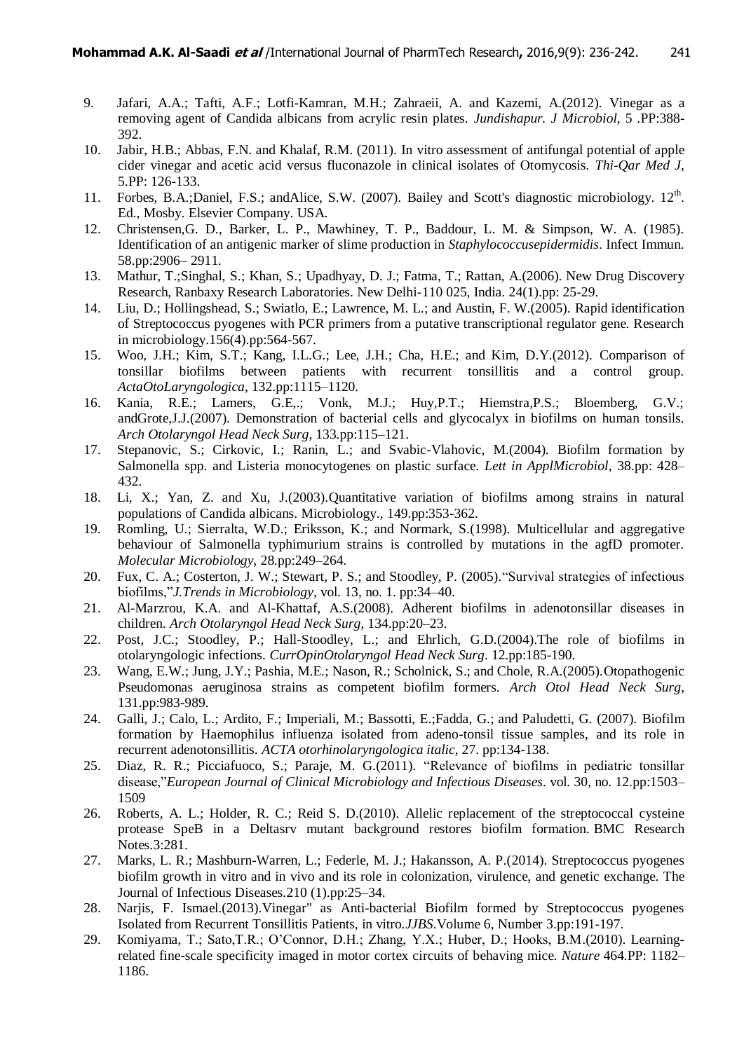9. Jafari, A.A.; Tafti, A.F.; Lotfi-Kamran, M.H.; Zahraeii, A. and Kazemi, A.(2012). Vinegar as a removing agent of Candida albicans from acrylic resin plates. *Jundishapur. J Microbiol*, 5 .PP:388-392.
10. Jabir, H.B.; Abbas, F.N. and Khalaf, R.M. (2011). In vitro assessment of antifungal potential of apple cider vinegar and acetic acid versus fluconazole in clinical isolates of Otomycosis. *Thi-Qar Med J*, 5.PP: 126-133.
11. Forbes, B.A.;Daniel, F.S.; andAlice, S.W. (2007). Bailey and Scott's diagnostic microbiology. 12$^{th}$. Ed., Mosby. Elsevier Company. USA.
12. Christensen,G. D., Barker, L. P., Mawhiney, T. P., Baddour, L. M. & Simpson, W. A. (1985). Identification of an antigenic marker of slime production in *Staphylococcusepidermidis*. Infect Immun. 58.pp:2906– 2911.
13. Mathur, T.;Singhal, S.; Khan, S.; Upadhyay, D. J.; Fatma, T.; Rattan, A.(2006). New Drug Discovery Research, Ranbaxy Research Laboratories. New Delhi-110 025, India. 24(1).pp: 25-29.
14. Liu, D.; Hollingshead, S.; Swiatlo, E.; Lawrence, M. L.; and Austin, F. W.(2005). Rapid identification of Streptococcus pyogenes with PCR primers from a putative transcriptional regulator gene. Research in microbiology.156(4).pp:564-567.
15. Woo, J.H.; Kim, S.T.; Kang, I.L.G.; Lee, J.H.; Cha, H.E.; and Kim, D.Y.(2012). Comparison of tonsillar biofilms between patients with recurrent tonsillitis and a control group. *ActaOtoLaryngologica*, 132.pp:1115–1120.
16. Kania, R.E.; Lamers, G.E,.; Vonk, M.J.; Huy,P.T.; Hiemstra,P.S.; Bloemberg, G.V.; andGrote,J.J.(2007). Demonstration of bacterial cells and glycocalyx in biofilms on human tonsils. *Arch Otolaryngol Head Neck Surg*, 133.pp:115–121.
17. Stepanovic, S.; Cirkovic, I.; Ranin, L.; and Svabic-Vlahovic, M.(2004). Biofilm formation by Salmonella spp. and Listeria monocytogenes on plastic surface. *Lett in ApplMicrobiol*, 38.pp: 428–432.
18. Li, X.; Yan, Z. and Xu, J.(2003).Quantitative variation of biofilms among strains in natural populations of Candida albicans. Microbiology., 149.pp:353-362.
19. Romling, U.; Sierralta, W.D.; Eriksson, K.; and Normark, S.(1998). Multicellular and aggregative behaviour of Salmonella typhimurium strains is controlled by mutations in the agfD promoter. *Molecular Microbiology*, 28.pp:249–264.
20. Fux, C. A.; Costerton, J. W.; Stewart, P. S.; and Stoodley, P. (2005)."Survival strategies of infectious biofilms,"*J.Trends in Microbiology*, vol. 13, no. 1. pp:34–40.
21. Al-Marzrou, K.A. and Al-Khattaf, A.S.(2008). Adherent biofilms in adenotonsillar diseases in children. *Arch Otolaryngol Head Neck Surg*, 134.pp:20–23.
22. Post, J.C.; Stoodley, P.; Hall-Stoodley, L.; and Ehrlich, G.D.(2004).The role of biofilms in otolaryngologic infections. *CurrOpinOtolaryngol Head Neck Surg*. 12.pp:185-190.
23. Wang, E.W.; Jung, J.Y.; Pashia, M.E.; Nason, R.; Scholnick, S.; and Chole, R.A.(2005).Otopathogenic Pseudomonas aeruginosa strains as competent biofilm formers. *Arch Otol Head Neck Surg*, 131.pp:983-989.
24. Galli, J.; Calo, L.; Ardito, F.; Imperiali, M.; Bassotti, E.;Fadda, G.; and Paludetti, G. (2007). Biofilm formation by Haemophilus influenza isolated from adeno-tonsil tissue samples, and its role in recurrent adenotonsillitis. *ACTA otorhinolaryngologica italic*, 27. pp:134-138.
25. Diaz, R. R.; Picciafuoco, S.; Paraje, M. G.(2011). "Relevance of biofilms in pediatric tonsillar disease,"*European Journal of Clinical Microbiology and Infectious Diseases*. vol. 30, no. 12.pp:1503–1509
26. Roberts, A. L.; Holder, R. C.; Reid S. D.(2010). Allelic replacement of the streptococcal cysteine protease SpeB in a Deltasrv mutant background restores biofilm formation. BMC Research Notes.3:281.
27. Marks, L. R.; Mashburn-Warren, L.; Federle, M. J.; Hakansson, A. P.(2014). Streptococcus pyogenes biofilm growth in vitro and in vivo and its role in colonization, virulence, and genetic exchange. The Journal of Infectious Diseases.210 (1).pp:25–34.
28. Narjis, F. Ismael.(2013).Vinegar" as Anti-bacterial Biofilm formed by Streptococcus pyogenes Isolated from Recurrent Tonsillitis Patients, in vitro.*JJBS*.Volume 6, Number 3.pp:191-197.
29. Komiyama, T.; Sato,T.R.; O'Connor, D.H.; Zhang, Y.X.; Huber, D.; Hooks, B.M.(2010). Learning-related fine-scale specificity imaged in motor cortex circuits of behaving mice. *Nature* 464.PP: 1182–1186.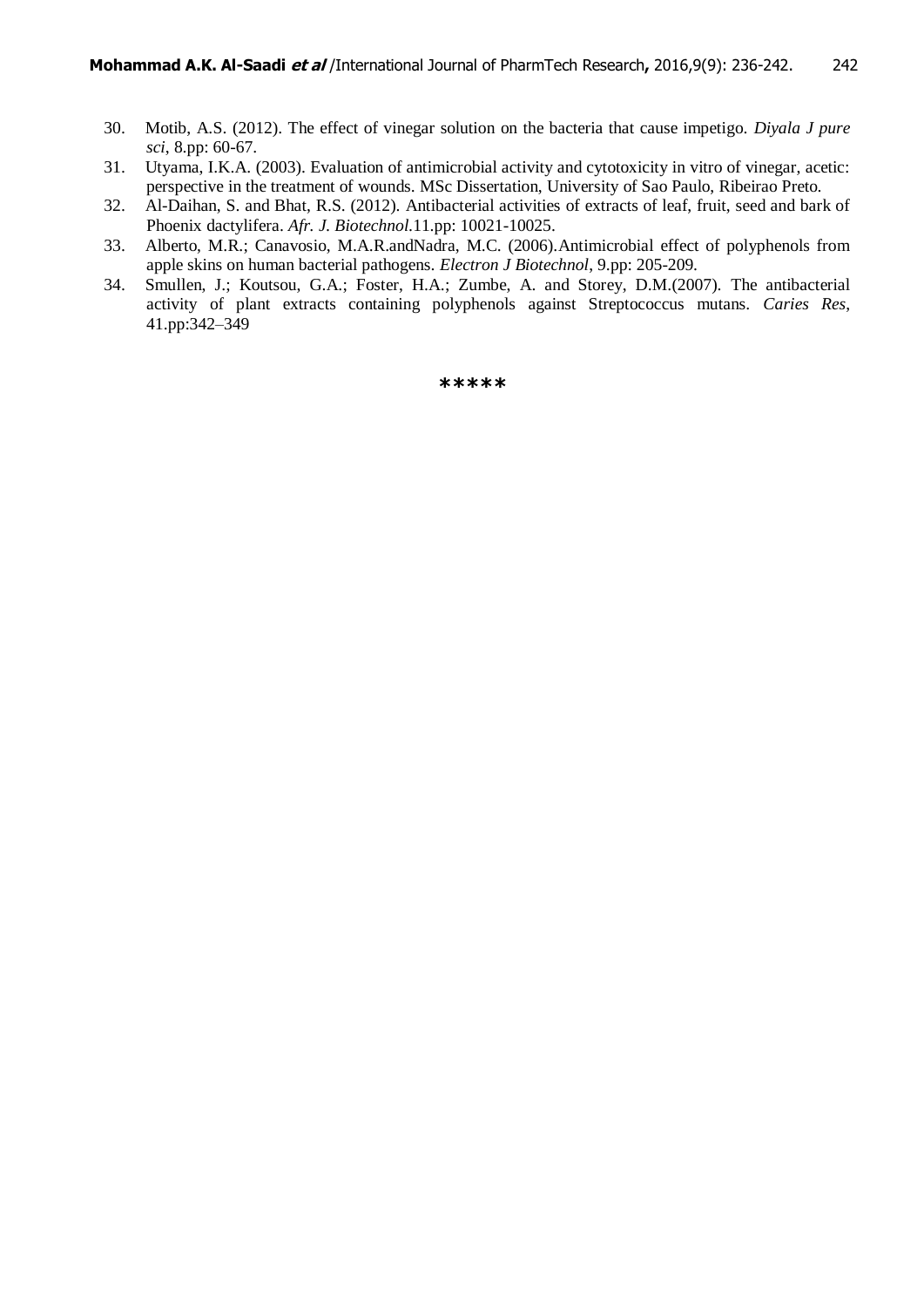30. Motib, A.S. (2012). The effect of vinegar solution on the bacteria that cause impetigo. *Diyala J pure sci*, 8.pp: 60-67.
31. Utyama, I.K.A. (2003). Evaluation of antimicrobial activity and cytotoxicity in vitro of vinegar, acetic: perspective in the treatment of wounds. MSc Dissertation, University of Sao Paulo, Ribeirao Preto.
32. Al-Daihan, S. and Bhat, R.S. (2012). Antibacterial activities of extracts of leaf, fruit, seed and bark of Phoenix dactylifera. *Afr. J. Biotechnol.*11.pp: 10021-10025.
33. Alberto, M.R.; Canavosio, M.A.R.andNadra, M.C. (2006).Antimicrobial effect of polyphenols from apple skins on human bacterial pathogens. *Electron J Biotechnol*, 9.pp: 205-209.
34. Smullen, J.; Koutsou, G.A.; Foster, H.A.; Zumbe, A. and Storey, D.M.(2007). The antibacterial activity of plant extracts containing polyphenols against Streptococcus mutans. *Caries Res*, 41.pp:342–349

*****